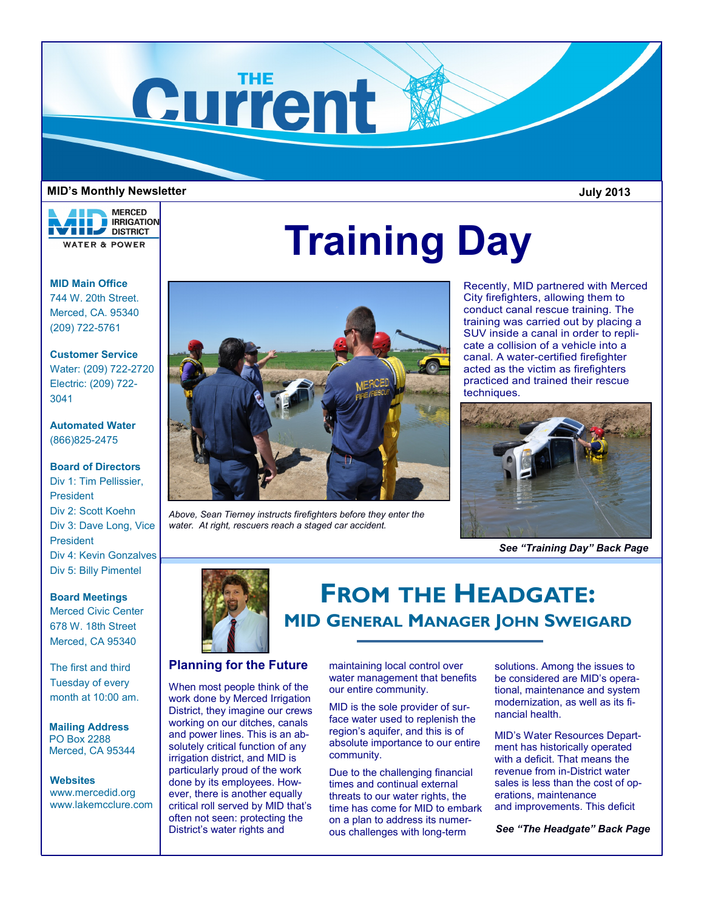# THE Current

**MID's Monthly Newsletter** — **July 2013**

MERCED IRRIGATION DISTRICT
WATER & POWER

**MID Main Office**
744 W. 20th Street.
Merced, CA. 95340
(209) 722-5761

**Customer Service**
Water: (209) 722-2720
Electric: (209) 722-3041

**Automated Water**
(866)825-2475

**Board of Directors**
Div 1: Tim Pellissier, President
Div 2: Scott Koehn
Div 3: Dave Long, Vice President
Div 4: Kevin Gonzalves
Div 5: Billy Pimentel

**Board Meetings**
Merced Civic Center
678 W. 18th Street
Merced, CA 95340

The first and third Tuesday of every month at 10:00 am.

**Mailing Address**
PO Box 2288
Merced, CA 95344

**Websites**
www.mercedid.org
www.lakemcclure.com

# Training Day

*Above, Sean Tierney instructs firefighters before they enter the water. At right, rescuers reach a staged car accident.*

Recently, MID partnered with Merced City firefighters, allowing them to conduct canal rescue training. The training was carried out by placing a SUV inside a canal in order to replicate a collision of a vehicle into a canal. A water-certified firefighter acted as the victim as firefighters practiced and trained their rescue techniques.

***See "Training Day" Back Page***

## From the Headgate:

### MID General Manager John Sweigard

### Planning for the Future

When most people think of the work done by Merced Irrigation District, they imagine our crews working on our ditches, canals and power lines. This is an absolutely critical function of any irrigation district, and MID is particularly proud of the work done by its employees. However, there is another equally critical roll served by MID that's often not seen: protecting the District's water rights and maintaining local control over water management that benefits our entire community.

MID is the sole provider of surface water used to replenish the region's aquifer, and this is of absolute importance to our entire community.

Due to the challenging financial times and continual external threats to our water rights, the time has come for MID to embark on a plan to address its numerous challenges with long-term solutions. Among the issues to be considered are MID's operational, maintenance and system modernization, as well as its financial health.

MID's Water Resources Department has historically operated with a deficit. That means the revenue from in-District water sales is less than the cost of operations, maintenance and improvements. This deficit

***See "The Headgate" Back Page***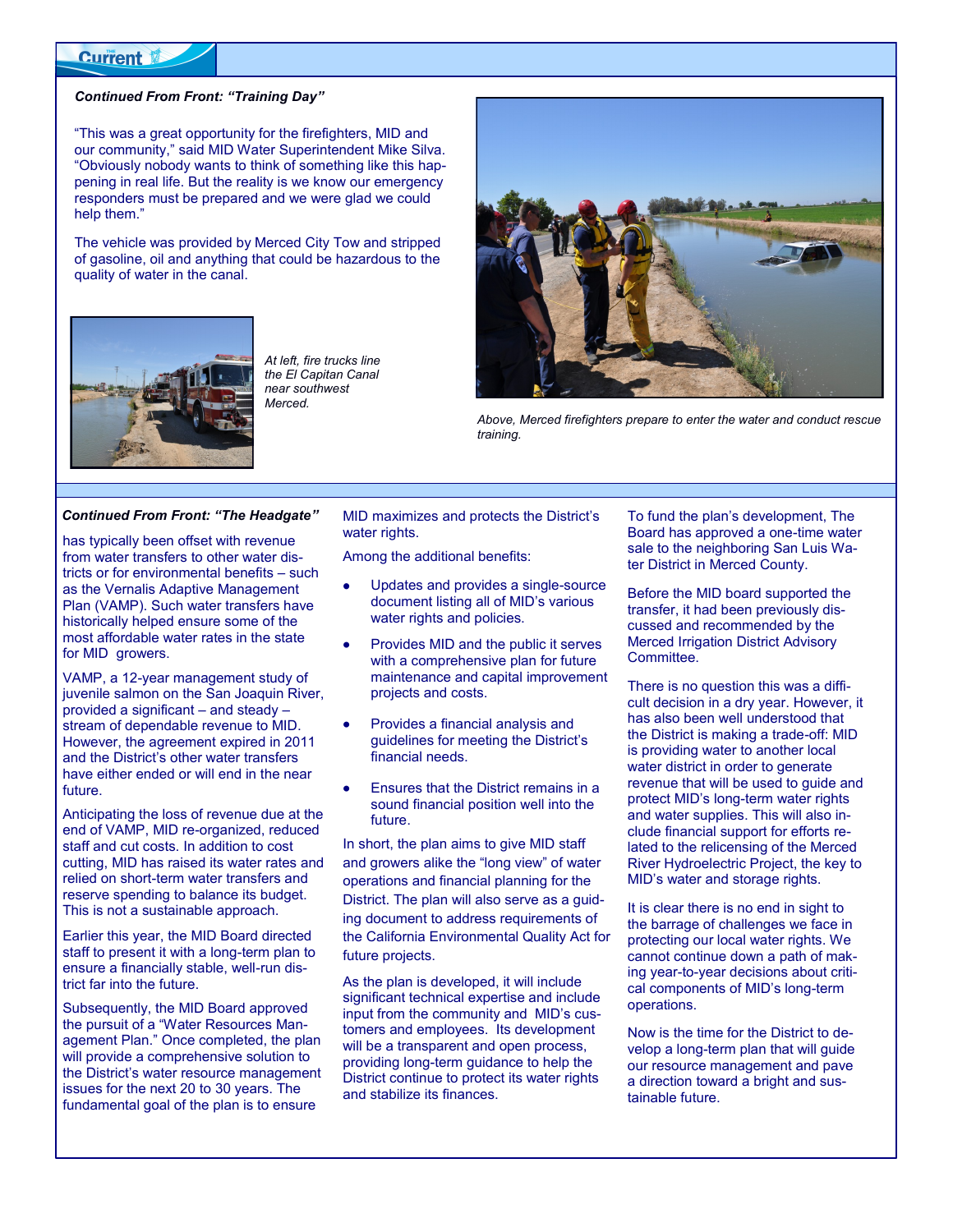***Continued From Front: "Training Day"***

"This was a great opportunity for the firefighters, MID and our community," said MID Water Superintendent Mike Silva. "Obviously nobody wants to think of something like this happening in real life. But the reality is we know our emergency responders must be prepared and we were glad we could help them."

The vehicle was provided by Merced City Tow and stripped of gasoline, oil and anything that could be hazardous to the quality of water in the canal.

*At left, fire trucks line the El Capitan Canal near southwest Merced.*

*Above, Merced firefighters prepare to enter the water and conduct rescue training.*

***Continued From Front: "The Headgate"***

has typically been offset with revenue from water transfers to other water districts or for environmental benefits – such as the Vernalis Adaptive Management Plan (VAMP). Such water transfers have historically helped ensure some of the most affordable water rates in the state for MID growers.

VAMP, a 12-year management study of juvenile salmon on the San Joaquin River, provided a significant – and steady – stream of dependable revenue to MID. However, the agreement expired in 2011 and the District's other water transfers have either ended or will end in the near future.

Anticipating the loss of revenue due at the end of VAMP, MID re-organized, reduced staff and cut costs. In addition to cost cutting, MID has raised its water rates and relied on short-term water transfers and reserve spending to balance its budget. This is not a sustainable approach.

Earlier this year, the MID Board directed staff to present it with a long-term plan to ensure a financially stable, well-run district far into the future.

Subsequently, the MID Board approved the pursuit of a "Water Resources Management Plan." Once completed, the plan will provide a comprehensive solution to the District's water resource management issues for the next 20 to 30 years. The fundamental goal of the plan is to ensure MID maximizes and protects the District's water rights.

Among the additional benefits:

- Updates and provides a single-source document listing all of MID's various water rights and policies.
- Provides MID and the public it serves with a comprehensive plan for future maintenance and capital improvement projects and costs.
- Provides a financial analysis and guidelines for meeting the District's financial needs.
- Ensures that the District remains in a sound financial position well into the future.

In short, the plan aims to give MID staff and growers alike the "long view" of water operations and financial planning for the District. The plan will also serve as a guiding document to address requirements of the California Environmental Quality Act for future projects.

As the plan is developed, it will include significant technical expertise and include input from the community and MID's customers and employees. Its development will be a transparent and open process, providing long-term guidance to help the District continue to protect its water rights and stabilize its finances.

To fund the plan's development, The Board has approved a one-time water sale to the neighboring San Luis Water District in Merced County.

Before the MID board supported the transfer, it had been previously discussed and recommended by the Merced Irrigation District Advisory Committee.

There is no question this was a difficult decision in a dry year. However, it has also been well understood that the District is making a trade-off: MID is providing water to another local water district in order to generate revenue that will be used to guide and protect MID's long-term water rights and water supplies. This will also include financial support for efforts related to the relicensing of the Merced River Hydroelectric Project, the key to MID's water and storage rights.

It is clear there is no end in sight to the barrage of challenges we face in protecting our local water rights. We cannot continue down a path of making year-to-year decisions about critical components of MID's long-term operations.

Now is the time for the District to develop a long-term plan that will guide our resource management and pave a direction toward a bright and sustainable future.